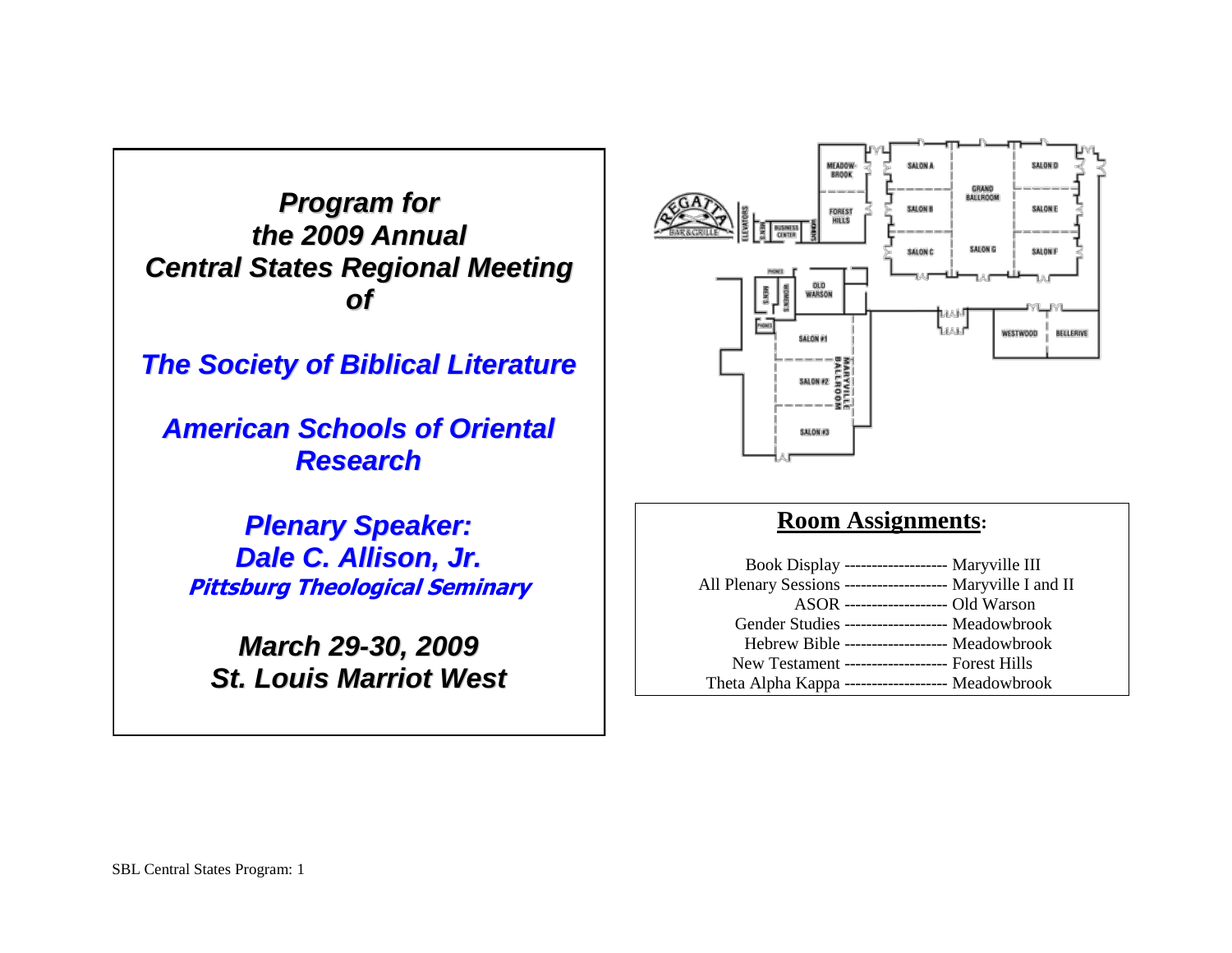# Program for the 2009 Annual Central States Regional Meeting of

## The Society of Biblical Literature

## American Schools of Oriental Research

### Plenary Speaker: Dale C. Allison, Jr.

**Pittsburg Theological Seminary**

### March 29-30, 2009
### St. Louis Marriot West

## Room Assignments:

Book Display ------------------- Maryville III
All Plenary Sessions ------------------- Maryville I and II
ASOR ------------------- Old Warson
Gender Studies ------------------- Meadowbrook
Hebrew Bible ------------------- Meadowbrook
New Testament ------------------- Forest Hills
Theta Alpha Kappa ------------------- Meadowbrook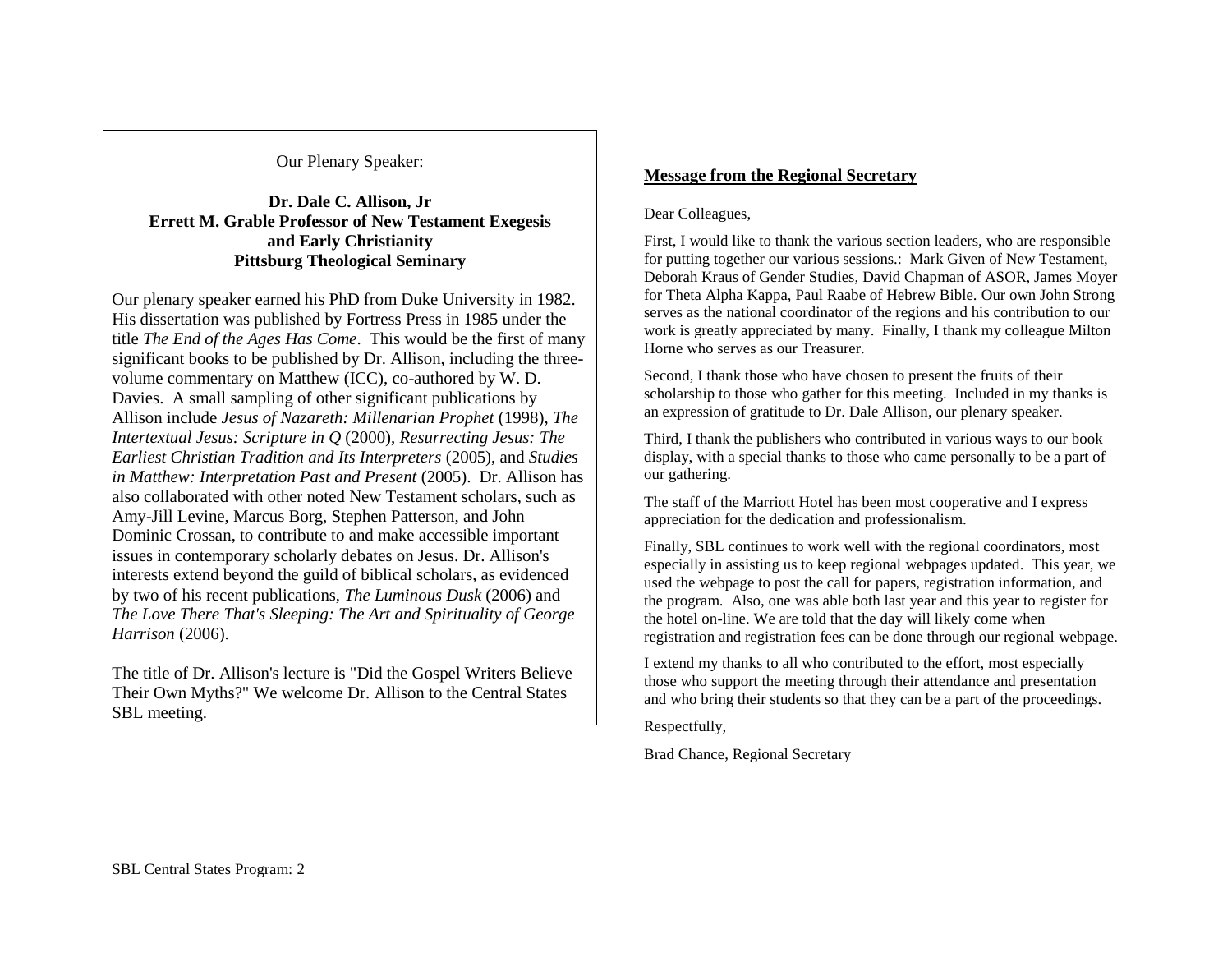Our Plenary Speaker:

**Dr. Dale C. Allison, Jr**
**Errett M. Grable Professor of New Testament Exegesis and Early Christianity**
**Pittsburg Theological Seminary**

Our plenary speaker earned his PhD from Duke University in 1982. His dissertation was published by Fortress Press in 1985 under the title *The End of the Ages Has Come*. This would be the first of many significant books to be published by Dr. Allison, including the three-volume commentary on Matthew (ICC), co-authored by W. D. Davies. A small sampling of other significant publications by Allison include *Jesus of Nazareth: Millenarian Prophet* (1998), *The Intertextual Jesus: Scripture in Q* (2000), *Resurrecting Jesus: The Earliest Christian Tradition and Its Interpreters* (2005), and *Studies in Matthew: Interpretation Past and Present* (2005). Dr. Allison has also collaborated with other noted New Testament scholars, such as Amy-Jill Levine, Marcus Borg, Stephen Patterson, and John Dominic Crossan, to contribute to and make accessible important issues in contemporary scholarly debates on Jesus. Dr. Allison's interests extend beyond the guild of biblical scholars, as evidenced by two of his recent publications, *The Luminous Dusk* (2006) and *The Love There That's Sleeping: The Art and Spirituality of George Harrison* (2006).

The title of Dr. Allison's lecture is "Did the Gospel Writers Believe Their Own Myths?" We welcome Dr. Allison to the Central States SBL meeting.

## Message from the Regional Secretary

Dear Colleagues,

First, I would like to thank the various section leaders, who are responsible for putting together our various sessions.: Mark Given of New Testament, Deborah Kraus of Gender Studies, David Chapman of ASOR, James Moyer for Theta Alpha Kappa, Paul Raabe of Hebrew Bible. Our own John Strong serves as the national coordinator of the regions and his contribution to our work is greatly appreciated by many. Finally, I thank my colleague Milton Horne who serves as our Treasurer.

Second, I thank those who have chosen to present the fruits of their scholarship to those who gather for this meeting. Included in my thanks is an expression of gratitude to Dr. Dale Allison, our plenary speaker.

Third, I thank the publishers who contributed in various ways to our book display, with a special thanks to those who came personally to be a part of our gathering.

The staff of the Marriott Hotel has been most cooperative and I express appreciation for the dedication and professionalism.

Finally, SBL continues to work well with the regional coordinators, most especially in assisting us to keep regional webpages updated. This year, we used the webpage to post the call for papers, registration information, and the program. Also, one was able both last year and this year to register for the hotel on-line. We are told that the day will likely come when registration and registration fees can be done through our regional webpage.

I extend my thanks to all who contributed to the effort, most especially those who support the meeting through their attendance and presentation and who bring their students so that they can be a part of the proceedings.

Respectfully,

Brad Chance, Regional Secretary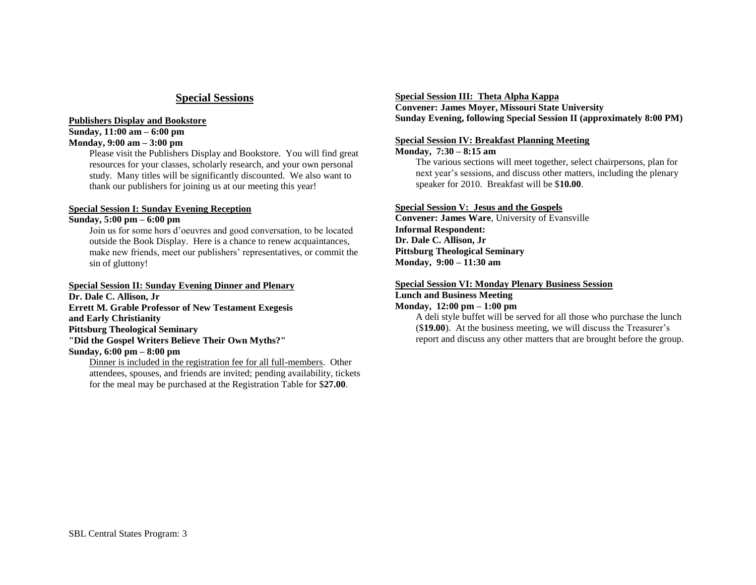## Special Sessions

**Publishers Display and Bookstore**
**Sunday, 11:00 am – 6:00 pm**
**Monday, 9:00 am – 3:00 pm**

Please visit the Publishers Display and Bookstore. You will find great resources for your classes, scholarly research, and your own personal study. Many titles will be significantly discounted. We also want to thank our publishers for joining us at our meeting this year!

**Special Session I: Sunday Evening Reception**
**Sunday, 5:00 pm – 6:00 pm**

Join us for some hors d'oeuvres and good conversation, to be located outside the Book Display. Here is a chance to renew acquaintances, make new friends, meet our publishers' representatives, or commit the sin of gluttony!

**Special Session II: Sunday Evening Dinner and Plenary**
**Dr. Dale C. Allison, Jr**
**Errett M. Grable Professor of New Testament Exegesis and Early Christianity**
**Pittsburg Theological Seminary**
**"Did the Gospel Writers Believe Their Own Myths?"**
**Sunday, 6:00 pm – 8:00 pm**

Dinner is included in the registration fee for all full-members. Other attendees, spouses, and friends are invited; pending availability, tickets for the meal may be purchased at the Registration Table for $**27.00**.

**Special Session III: Theta Alpha Kappa**
**Convener: James Moyer, Missouri State University**
**Sunday Evening, following Special Session II (approximately 8:00 PM)**

**Special Session IV: Breakfast Planning Meeting**
**Monday, 7:30 – 8:15 am**

The various sections will meet together, select chairpersons, plan for next year's sessions, and discuss other matters, including the plenary speaker for 2010. Breakfast will be $**10.00**.

**Special Session V: Jesus and the Gospels**
**Convener: James Ware**, University of Evansville
**Informal Respondent:**
**Dr. Dale C. Allison, Jr**
**Pittsburg Theological Seminary**
**Monday, 9:00 – 11:30 am**

**Special Session VI: Monday Plenary Business Session**
**Lunch and Business Meeting**
**Monday, 12:00 pm – 1:00 pm**

A deli style buffet will be served for all those who purchase the lunch ($**19.00**). At the business meeting, we will discuss the Treasurer's report and discuss any other matters that are brought before the group.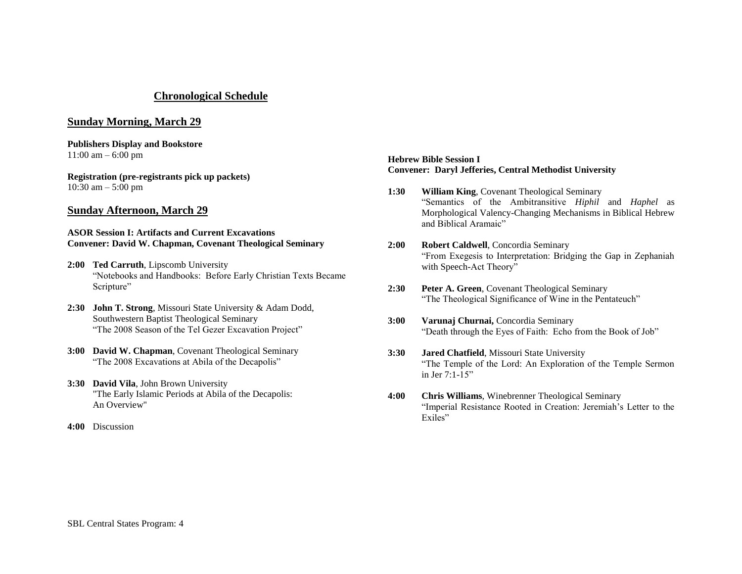## Chronological Schedule

### Sunday Morning, March 29

**Publishers Display and Bookstore**
11:00 am – 6:00 pm

**Registration (pre-registrants pick up packets)**
10:30 am – 5:00 pm

### Sunday Afternoon, March 29

**ASOR Session I: Artifacts and Current Excavations**
**Convener: David W. Chapman, Covenant Theological Seminary**

**2:00** **Ted Carruth**, Lipscomb University
"Notebooks and Handbooks: Before Early Christian Texts Became Scripture"

**2:30** **John T. Strong**, Missouri State University & Adam Dodd, Southwestern Baptist Theological Seminary
"The 2008 Season of the Tel Gezer Excavation Project"

**3:00** **David W. Chapman**, Covenant Theological Seminary
"The 2008 Excavations at Abila of the Decapolis"

**3:30** **David Vila**, John Brown University
"The Early Islamic Periods at Abila of the Decapolis: An Overview"

**4:00** Discussion

**Hebrew Bible Session I**
**Convener: Daryl Jefferies, Central Methodist University**

**1:30** **William King**, Covenant Theological Seminary
"Semantics of the Ambitransitive *Hiphil* and *Haphel* as Morphological Valency-Changing Mechanisms in Biblical Hebrew and Biblical Aramaic"

**2:00** **Robert Caldwell**, Concordia Seminary
"From Exegesis to Interpretation: Bridging the Gap in Zephaniah with Speech-Act Theory"

**2:30** **Peter A. Green**, Covenant Theological Seminary
"The Theological Significance of Wine in the Pentateuch"

**3:00** **Varunaj Churnai,** Concordia Seminary
"Death through the Eyes of Faith: Echo from the Book of Job"

**3:30** **Jared Chatfield**, Missouri State University
"The Temple of the Lord: An Exploration of the Temple Sermon in Jer 7:1-15"

**4:00** **Chris Williams**, Winebrenner Theological Seminary
"Imperial Resistance Rooted in Creation: Jeremiah's Letter to the Exiles"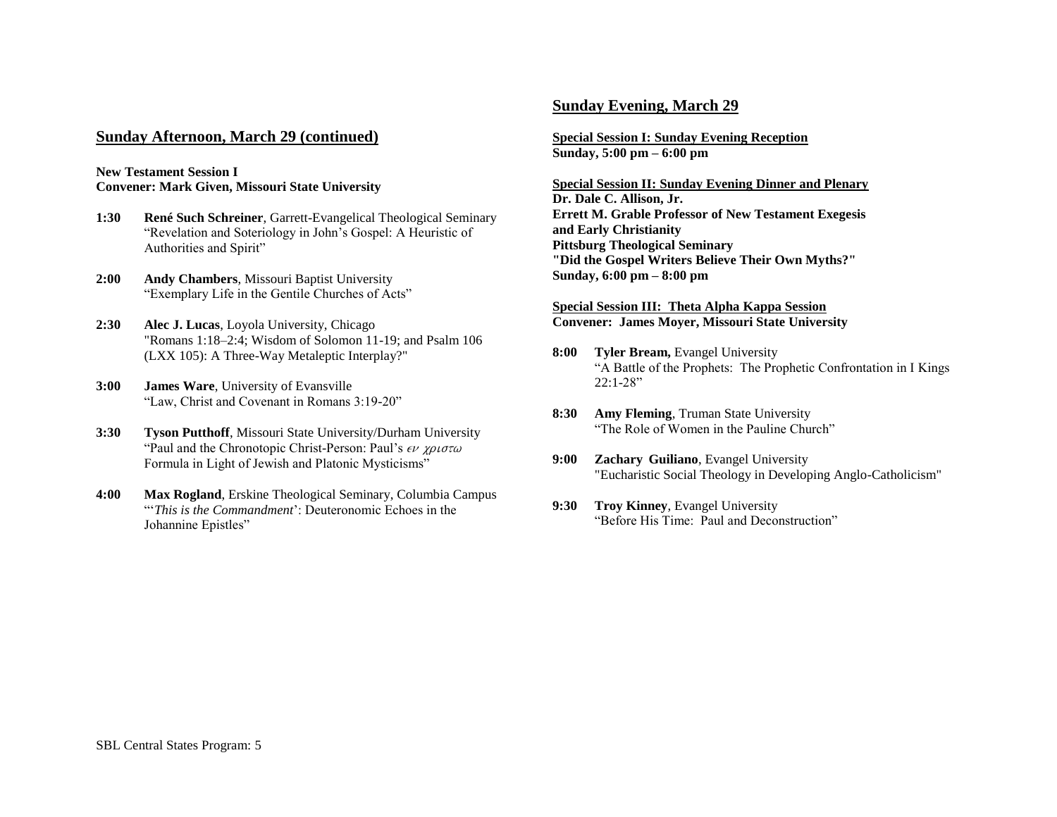## Sunday Afternoon, March 29 (continued)

**New Testament Session I**
**Convener: Mark Given, Missouri State University**

**1:30** **René Such Schreiner**, Garrett-Evangelical Theological Seminary
"Revelation and Soteriology in John's Gospel: A Heuristic of Authorities and Spirit"

**2:00** **Andy Chambers**, Missouri Baptist University
"Exemplary Life in the Gentile Churches of Acts"

**2:30** **Alec J. Lucas**, Loyola University, Chicago
"Romans 1:18–2:4; Wisdom of Solomon 11-19; and Psalm 106 (LXX 105): A Three-Way Metaleptic Interplay?"

**3:00** **James Ware**, University of Evansville
"Law, Christ and Covenant in Romans 3:19-20"

**3:30** **Tyson Putthoff**, Missouri State University/Durham University
"Paul and the Chronotopic Christ-Person: Paul's *εν χριστω* Formula in Light of Jewish and Platonic Mysticisms"

**4:00** **Max Rogland**, Erskine Theological Seminary, Columbia Campus
"'*This is the Commandment*': Deuteronomic Echoes in the Johannine Epistles"

## Sunday Evening, March 29

**Special Session I: Sunday Evening Reception**
**Sunday, 5:00 pm – 6:00 pm**

**Special Session II: Sunday Evening Dinner and Plenary**
**Dr. Dale C. Allison, Jr.**
**Errett M. Grable Professor of New Testament Exegesis and Early Christianity**
**Pittsburg Theological Seminary**
**"Did the Gospel Writers Believe Their Own Myths?"**
**Sunday, 6:00 pm – 8:00 pm**

**Special Session III: Theta Alpha Kappa Session**
**Convener: James Moyer, Missouri State University**

**8:00** **Tyler Bream,** Evangel University
"A Battle of the Prophets: The Prophetic Confrontation in I Kings 22:1-28"

**8:30** **Amy Fleming**, Truman State University
"The Role of Women in the Pauline Church"

**9:00** **Zachary Guiliano**, Evangel University
"Eucharistic Social Theology in Developing Anglo-Catholicism"

**9:30** **Troy Kinney**, Evangel University
"Before His Time: Paul and Deconstruction"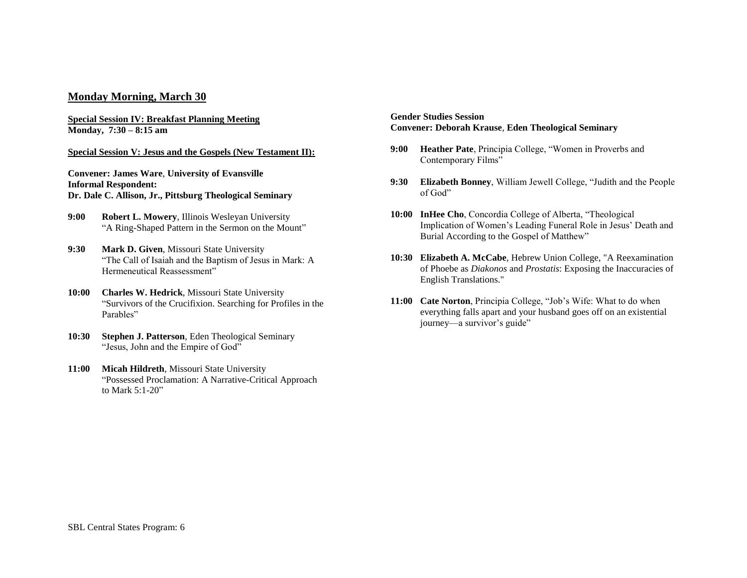## Monday Morning, March 30

**Special Session IV: Breakfast Planning Meeting**
**Monday, 7:30 – 8:15 am**

**Special Session V: Jesus and the Gospels (New Testament II):**

**Convener: James Ware**, **University of Evansville**
**Informal Respondent:**
**Dr. Dale C. Allison, Jr., Pittsburg Theological Seminary**

**9:00** **Robert L. Mowery**, Illinois Wesleyan University
"A Ring-Shaped Pattern in the Sermon on the Mount"

**9:30** **Mark D. Given**, Missouri State University
"The Call of Isaiah and the Baptism of Jesus in Mark: A Hermeneutical Reassessment"

**10:00** **Charles W. Hedrick**, Missouri State University
"Survivors of the Crucifixion. Searching for Profiles in the Parables"

**10:30** **Stephen J. Patterson**, Eden Theological Seminary
"Jesus, John and the Empire of God"

**11:00** **Micah Hildreth**, Missouri State University
"Possessed Proclamation: A Narrative-Critical Approach to Mark 5:1-20"

**Gender Studies Session**
**Convener: Deborah Krause**, **Eden Theological Seminary**

**9:00** **Heather Pate**, Principia College, "Women in Proverbs and Contemporary Films"

**9:30** **Elizabeth Bonney**, William Jewell College, "Judith and the People of God"

**10:00** **InHee Cho**, Concordia College of Alberta, "Theological Implication of Women's Leading Funeral Role in Jesus' Death and Burial According to the Gospel of Matthew"

**10:30** **Elizabeth A. McCabe**, Hebrew Union College, "A Reexamination of Phoebe as *Diakonos* and *Prostatis*: Exposing the Inaccuracies of English Translations."

**11:00** **Cate Norton**, Principia College, "Job's Wife: What to do when everything falls apart and your husband goes off on an existential journey—a survivor's guide"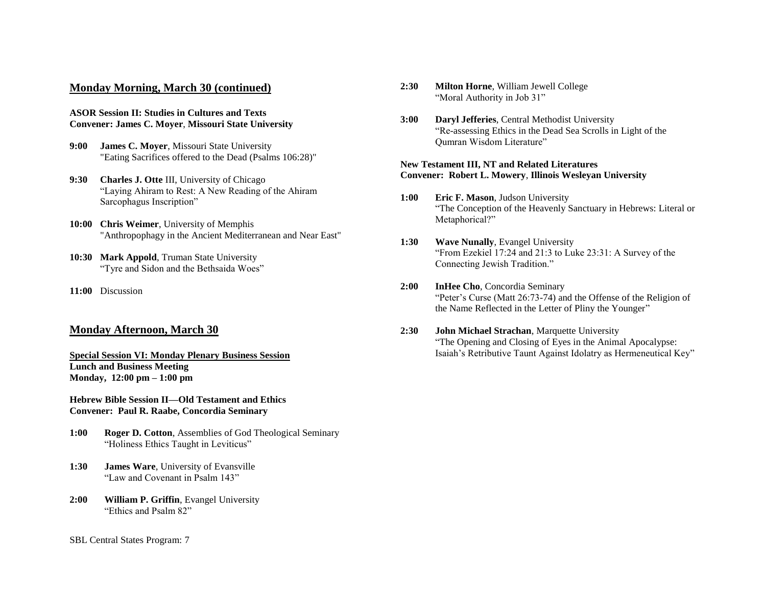## Monday Morning, March 30 (continued)

**ASOR Session II: Studies in Cultures and Texts**
**Convener: James C. Moyer, Missouri State University**

**9:00** **James C. Moyer**, Missouri State University
"Eating Sacrifices offered to the Dead (Psalms 106:28)"

**9:30** **Charles J. Otte** III, University of Chicago
"Laying Ahiram to Rest: A New Reading of the Ahiram Sarcophagus Inscription"

**10:00** **Chris Weimer**, University of Memphis
"Anthropophagy in the Ancient Mediterranean and Near East"

**10:30** **Mark Appold**, Truman State University
"Tyre and Sidon and the Bethsaida Woes"

**11:00** Discussion

## Monday Afternoon, March 30

**Special Session VI: Monday Plenary Business Session**
**Lunch and Business Meeting**
**Monday, 12:00 pm – 1:00 pm**

**Hebrew Bible Session II—Old Testament and Ethics**
**Convener: Paul R. Raabe, Concordia Seminary**

**1:00** **Roger D. Cotton**, Assemblies of God Theological Seminary
"Holiness Ethics Taught in Leviticus"

**1:30** **James Ware**, University of Evansville
"Law and Covenant in Psalm 143"

**2:00** **William P. Griffin**, Evangel University
"Ethics and Psalm 82"

**2:30** **Milton Horne**, William Jewell College
"Moral Authority in Job 31"

**3:00** **Daryl Jefferies**, Central Methodist University
"Re-assessing Ethics in the Dead Sea Scrolls in Light of the Qumran Wisdom Literature"

**New Testament III, NT and Related Literatures**
**Convener: Robert L. Mowery, Illinois Wesleyan University**

**1:00** **Eric F. Mason**, Judson University
"The Conception of the Heavenly Sanctuary in Hebrews: Literal or Metaphorical?"

**1:30** **Wave Nunally**, Evangel University
"From Ezekiel 17:24 and 21:3 to Luke 23:31: A Survey of the Connecting Jewish Tradition."

**2:00** **InHee Cho**, Concordia Seminary
"Peter's Curse (Matt 26:73-74) and the Offense of the Religion of the Name Reflected in the Letter of Pliny the Younger"

**2:30** **John Michael Strachan**, Marquette University
"The Opening and Closing of Eyes in the Animal Apocalypse: Isaiah's Retributive Taunt Against Idolatry as Hermeneutical Key"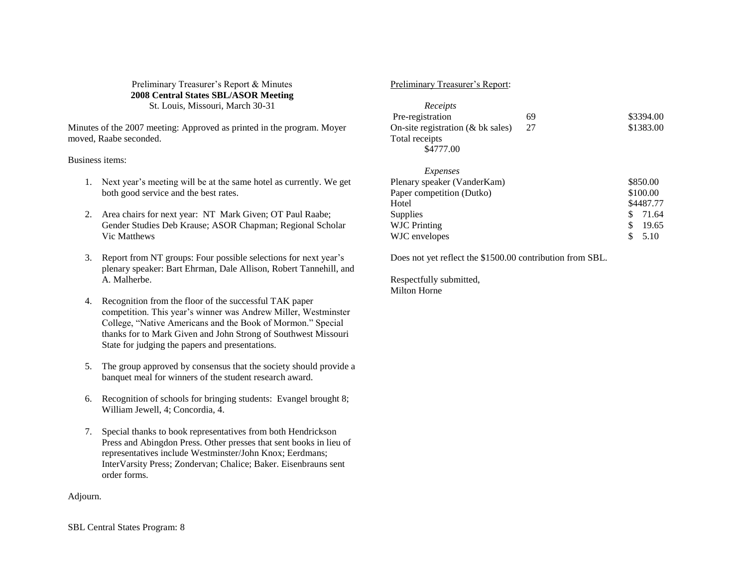Preliminary Treasurer's Report & Minutes

**2008 Central States SBL/ASOR Meeting**

St. Louis, Missouri, March 30-31

Minutes of the 2007 meeting: Approved as printed in the program. Moyer moved, Raabe seconded.

Business items:

1. Next year's meeting will be at the same hotel as currently. We get both good service and the best rates.

2. Area chairs for next year: NT Mark Given; OT Paul Raabe; Gender Studies Deb Krause; ASOR Chapman; Regional Scholar Vic Matthews

3. Report from NT groups: Four possible selections for next year's plenary speaker: Bart Ehrman, Dale Allison, Robert Tannehill, and A. Malherbe.

4. Recognition from the floor of the successful TAK paper competition. This year's winner was Andrew Miller, Westminster College, "Native Americans and the Book of Mormon." Special thanks for to Mark Given and John Strong of Southwest Missouri State for judging the papers and presentations.

5. The group approved by consensus that the society should provide a banquet meal for winners of the student research award.

6. Recognition of schools for bringing students: Evangel brought 8; William Jewell, 4; Concordia, 4.

7. Special thanks to book representatives from both Hendrickson Press and Abingdon Press. Other presses that sent books in lieu of representatives include Westminster/John Knox; Eerdmans; InterVarsity Press; Zondervan; Chalice; Baker. Eisenbrauns sent order forms.

Adjourn.

Preliminary Treasurer's Report:

*Receipts*

| | | |
|---|---|---|
| Pre-registration | 69 | $3394.00 |
| On-site registration (& bk sales) | 27 | $1383.00 |
| Total receipts | | |
| $4777.00 | | |

*Expenses*

| | |
|---|---|
| Plenary speaker (VanderKam) | $850.00 |
| Paper competition (Dutko) | $100.00 |
| Hotel | $4487.77 |
| Supplies | $ 71.64 |
| WJC Printing | $ 19.65 |
| WJC envelopes | $ 5.10 |

Does not yet reflect the $1500.00 contribution from SBL.

Respectfully submitted,
Milton Horne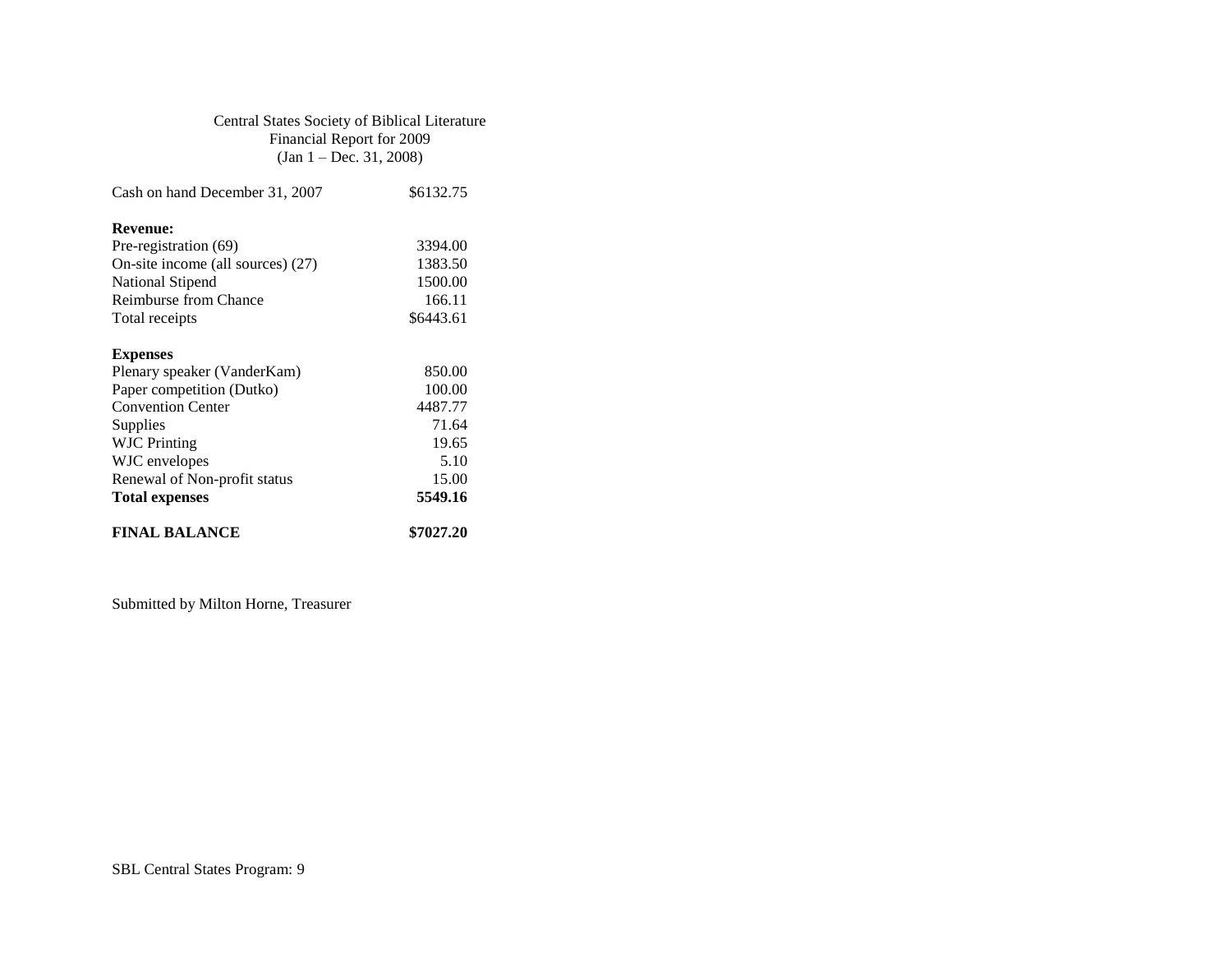Central States Society of Biblical Literature
Financial Report for 2009
(Jan 1 – Dec. 31, 2008)

| | |
|---|---|
| Cash on hand December 31, 2007 | $6132.75 |
| | |
| **Revenue:** | |
| Pre-registration (69) | 3394.00 |
| On-site income (all sources) (27) | 1383.50 |
| National Stipend | 1500.00 |
| Reimburse from Chance | 166.11 |
| Total receipts | $6443.61 |
| | |
| **Expenses** | |
| Plenary speaker (VanderKam) | 850.00 |
| Paper competition (Dutko) | 100.00 |
| Convention Center | 4487.77 |
| Supplies | 71.64 |
| WJC Printing | 19.65 |
| WJC envelopes | 5.10 |
| Renewal of Non-profit status | 15.00 |
| **Total expenses** | **5549.16** |
| | |
| **FINAL BALANCE** | **$7027.20** |

Submitted by Milton Horne, Treasurer